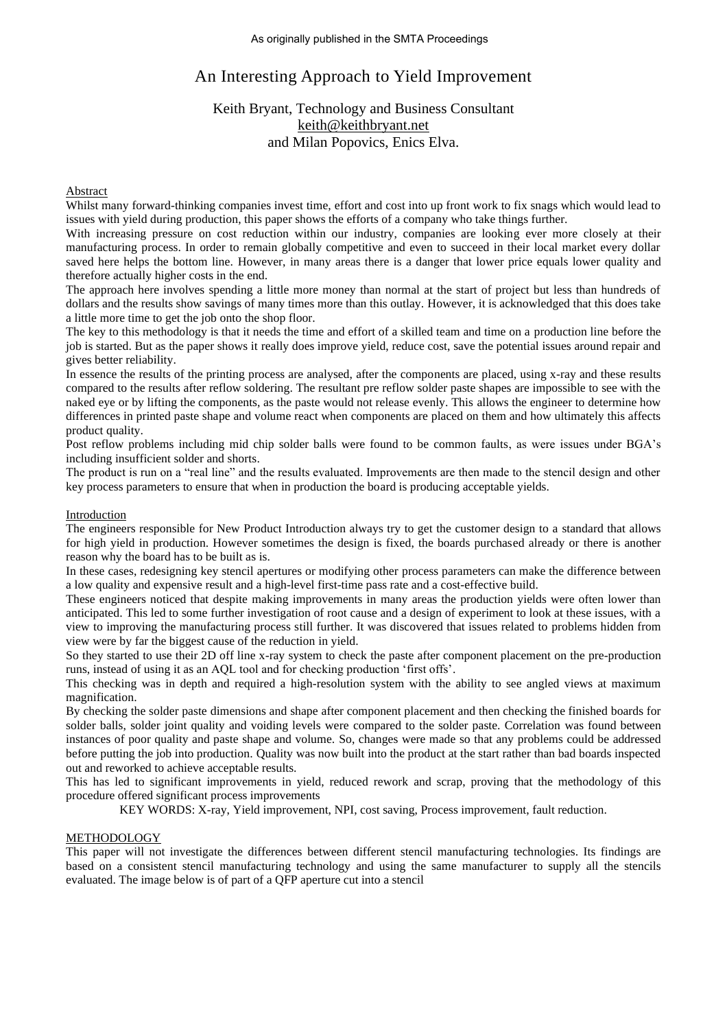As originally published in the SMTA Proceedings

# An Interesting Approach to Yield Improvement

Keith Bryant, Technology and Business Consultant
keith@keithbryant.net
and Milan Popovics, Enics Elva.

## Abstract

Whilst many forward-thinking companies invest time, effort and cost into up front work to fix snags which would lead to issues with yield during production, this paper shows the efforts of a company who take things further.

With increasing pressure on cost reduction within our industry, companies are looking ever more closely at their manufacturing process. In order to remain globally competitive and even to succeed in their local market every dollar saved here helps the bottom line. However, in many areas there is a danger that lower price equals lower quality and therefore actually higher costs in the end.

The approach here involves spending a little more money than normal at the start of project but less than hundreds of dollars and the results show savings of many times more than this outlay. However, it is acknowledged that this does take a little more time to get the job onto the shop floor.

The key to this methodology is that it needs the time and effort of a skilled team and time on a production line before the job is started. But as the paper shows it really does improve yield, reduce cost, save the potential issues around repair and gives better reliability.

In essence the results of the printing process are analysed, after the components are placed, using x-ray and these results compared to the results after reflow soldering. The resultant pre reflow solder paste shapes are impossible to see with the naked eye or by lifting the components, as the paste would not release evenly. This allows the engineer to determine how differences in printed paste shape and volume react when components are placed on them and how ultimately this affects product quality.

Post reflow problems including mid chip solder balls were found to be common faults, as were issues under BGA's including insufficient solder and shorts.

The product is run on a "real line" and the results evaluated. Improvements are then made to the stencil design and other key process parameters to ensure that when in production the board is producing acceptable yields.

## Introduction

The engineers responsible for New Product Introduction always try to get the customer design to a standard that allows for high yield in production. However sometimes the design is fixed, the boards purchased already or there is another reason why the board has to be built as is.

In these cases, redesigning key stencil apertures or modifying other process parameters can make the difference between a low quality and expensive result and a high-level first-time pass rate and a cost-effective build.

These engineers noticed that despite making improvements in many areas the production yields were often lower than anticipated. This led to some further investigation of root cause and a design of experiment to look at these issues, with a view to improving the manufacturing process still further. It was discovered that issues related to problems hidden from view were by far the biggest cause of the reduction in yield.

So they started to use their 2D off line x-ray system to check the paste after component placement on the pre-production runs, instead of using it as an AQL tool and for checking production 'first offs'.

This checking was in depth and required a high-resolution system with the ability to see angled views at maximum magnification.

By checking the solder paste dimensions and shape after component placement and then checking the finished boards for solder balls, solder joint quality and voiding levels were compared to the solder paste. Correlation was found between instances of poor quality and paste shape and volume. So, changes were made so that any problems could be addressed before putting the job into production. Quality was now built into the product at the start rather than bad boards inspected out and reworked to achieve acceptable results.

This has led to significant improvements in yield, reduced rework and scrap, proving that the methodology of this procedure offered significant process improvements

KEY WORDS: X-ray, Yield improvement, NPI, cost saving, Process improvement, fault reduction.

## METHODOLOGY

This paper will not investigate the differences between different stencil manufacturing technologies. Its findings are based on a consistent stencil manufacturing technology and using the same manufacturer to supply all the stencils evaluated. The image below is of part of a QFP aperture cut into a stencil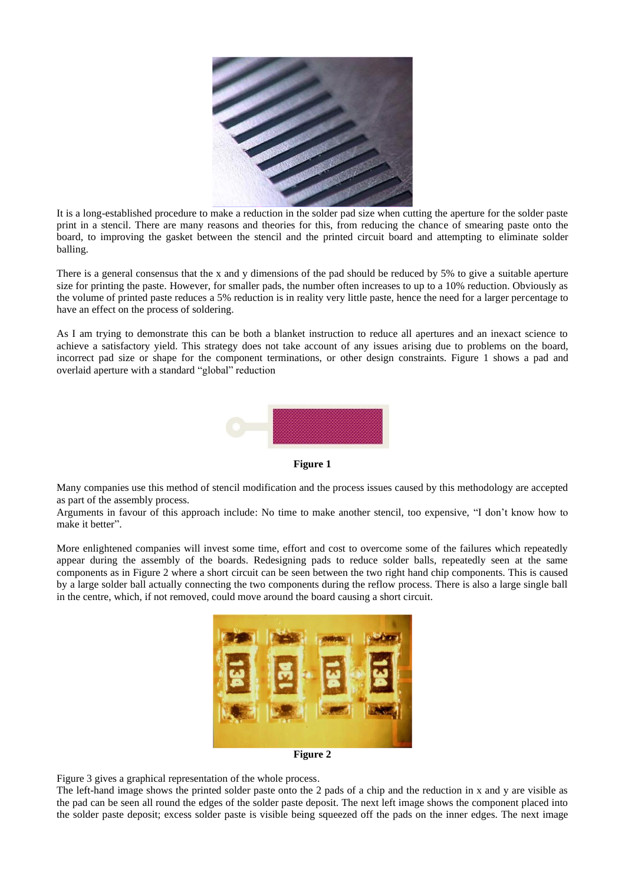It is a long-established procedure to make a reduction in the solder pad size when cutting the aperture for the solder paste print in a stencil. There are many reasons and theories for this, from reducing the chance of smearing paste onto the board, to improving the gasket between the stencil and the printed circuit board and attempting to eliminate solder balling.

There is a general consensus that the x and y dimensions of the pad should be reduced by 5% to give a suitable aperture size for printing the paste. However, for smaller pads, the number often increases to up to a 10% reduction. Obviously as the volume of printed paste reduces a 5% reduction is in reality very little paste, hence the need for a larger percentage to have an effect on the process of soldering.

As I am trying to demonstrate this can be both a blanket instruction to reduce all apertures and an inexact science to achieve a satisfactory yield. This strategy does not take account of any issues arising due to problems on the board, incorrect pad size or shape for the component terminations, or other design constraints. Figure 1 shows a pad and overlaid aperture with a standard "global" reduction

**Figure 1**

Many companies use this method of stencil modification and the process issues caused by this methodology are accepted as part of the assembly process.

Arguments in favour of this approach include: No time to make another stencil, too expensive, "I don't know how to make it better".

More enlightened companies will invest some time, effort and cost to overcome some of the failures which repeatedly appear during the assembly of the boards. Redesigning pads to reduce solder balls, repeatedly seen at the same components as in Figure 2 where a short circuit can be seen between the two right hand chip components. This is caused by a large solder ball actually connecting the two components during the reflow process. There is also a large single ball in the centre, which, if not removed, could move around the board causing a short circuit.

**Figure 2**

Figure 3 gives a graphical representation of the whole process.

The left-hand image shows the printed solder paste onto the 2 pads of a chip and the reduction in x and y are visible as the pad can be seen all round the edges of the solder paste deposit. The next left image shows the component placed into the solder paste deposit; excess solder paste is visible being squeezed off the pads on the inner edges. The next image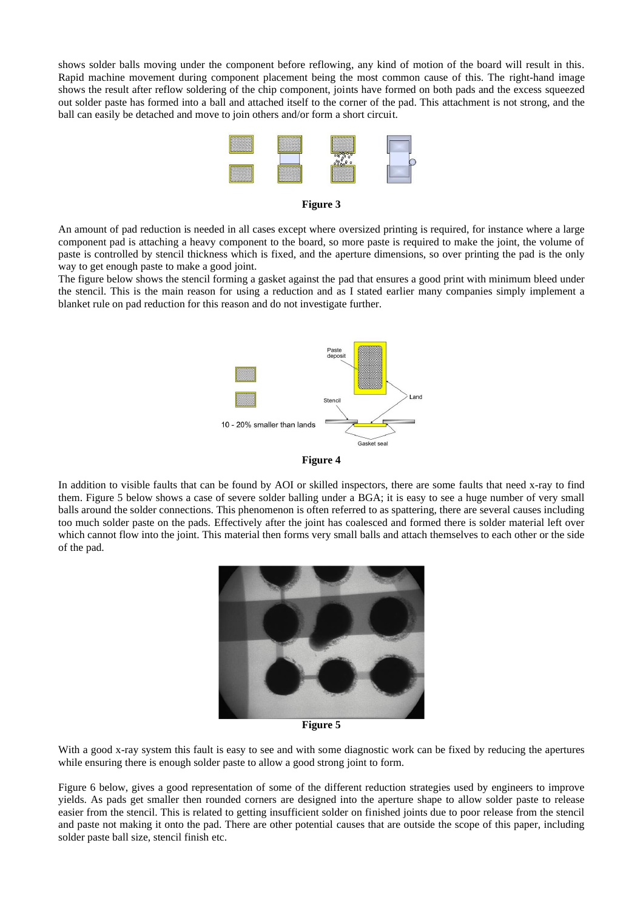shows solder balls moving under the component before reflowing, any kind of motion of the board will result in this. Rapid machine movement during component placement being the most common cause of this. The right-hand image shows the result after reflow soldering of the chip component, joints have formed on both pads and the excess squeezed out solder paste has formed into a ball and attached itself to the corner of the pad. This attachment is not strong, and the ball can easily be detached and move to join others and/or form a short circuit.

**Figure 3**

An amount of pad reduction is needed in all cases except where oversized printing is required, for instance where a large component pad is attaching a heavy component to the board, so more paste is required to make the joint, the volume of paste is controlled by stencil thickness which is fixed, and the aperture dimensions, so over printing the pad is the only way to get enough paste to make a good joint.

The figure below shows the stencil forming a gasket against the pad that ensures a good print with minimum bleed under the stencil. This is the main reason for using a reduction and as I stated earlier many companies simply implement a blanket rule on pad reduction for this reason and do not investigate further.

Paste deposit

Land

Stencil

10 - 20% smaller than lands

Gasket seal

**Figure 4**

In addition to visible faults that can be found by AOI or skilled inspectors, there are some faults that need x-ray to find them. Figure 5 below shows a case of severe solder balling under a BGA; it is easy to see a huge number of very small balls around the solder connections. This phenomenon is often referred to as spattering, there are several causes including too much solder paste on the pads. Effectively after the joint has coalesced and formed there is solder material left over which cannot flow into the joint. This material then forms very small balls and attach themselves to each other or the side of the pad.

**Figure 5**

With a good x-ray system this fault is easy to see and with some diagnostic work can be fixed by reducing the apertures while ensuring there is enough solder paste to allow a good strong joint to form.

Figure 6 below, gives a good representation of some of the different reduction strategies used by engineers to improve yields. As pads get smaller then rounded corners are designed into the aperture shape to allow solder paste to release easier from the stencil. This is related to getting insufficient solder on finished joints due to poor release from the stencil and paste not making it onto the pad. There are other potential causes that are outside the scope of this paper, including solder paste ball size, stencil finish etc.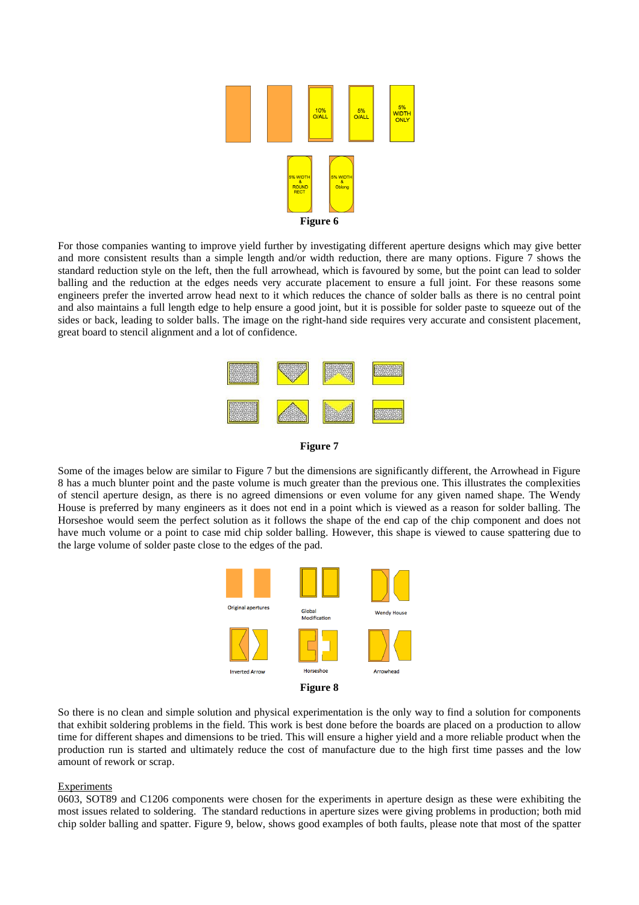Figure 6

For those companies wanting to improve yield further by investigating different aperture designs which may give better and more consistent results than a simple length and/or width reduction, there are many options. Figure 7 shows the standard reduction style on the left, then the full arrowhead, which is favoured by some, but the point can lead to solder balling and the reduction at the edges needs very accurate placement to ensure a full joint. For these reasons some engineers prefer the inverted arrow head next to it which reduces the chance of solder balls as there is no central point and also maintains a full length edge to help ensure a good joint, but it is possible for solder paste to squeeze out of the sides or back, leading to solder balls. The image on the right-hand side requires very accurate and consistent placement, great board to stencil alignment and a lot of confidence.

Figure 7

Some of the images below are similar to Figure 7 but the dimensions are significantly different, the Arrowhead in Figure 8 has a much blunter point and the paste volume is much greater than the previous one. This illustrates the complexities of stencil aperture design, as there is no agreed dimensions or even volume for any given named shape. The Wendy House is preferred by many engineers as it does not end in a point which is viewed as a reason for solder balling. The Horseshoe would seem the perfect solution as it follows the shape of the end cap of the chip component and does not have much volume or a point to case mid chip solder balling. However, this shape is viewed to cause spattering due to the large volume of solder paste close to the edges of the pad.

Figure 8

So there is no clean and simple solution and physical experimentation is the only way to find a solution for components that exhibit soldering problems in the field. This work is best done before the boards are placed on a production to allow time for different shapes and dimensions to be tried. This will ensure a higher yield and a more reliable product when the production run is started and ultimately reduce the cost of manufacture due to the high first time passes and the low amount of rework or scrap.

Experiments

0603, SOT89 and C1206 components were chosen for the experiments in aperture design as these were exhibiting the most issues related to soldering. The standard reductions in aperture sizes were giving problems in production; both mid chip solder balling and spatter. Figure 9, below, shows good examples of both faults, please note that most of the spatter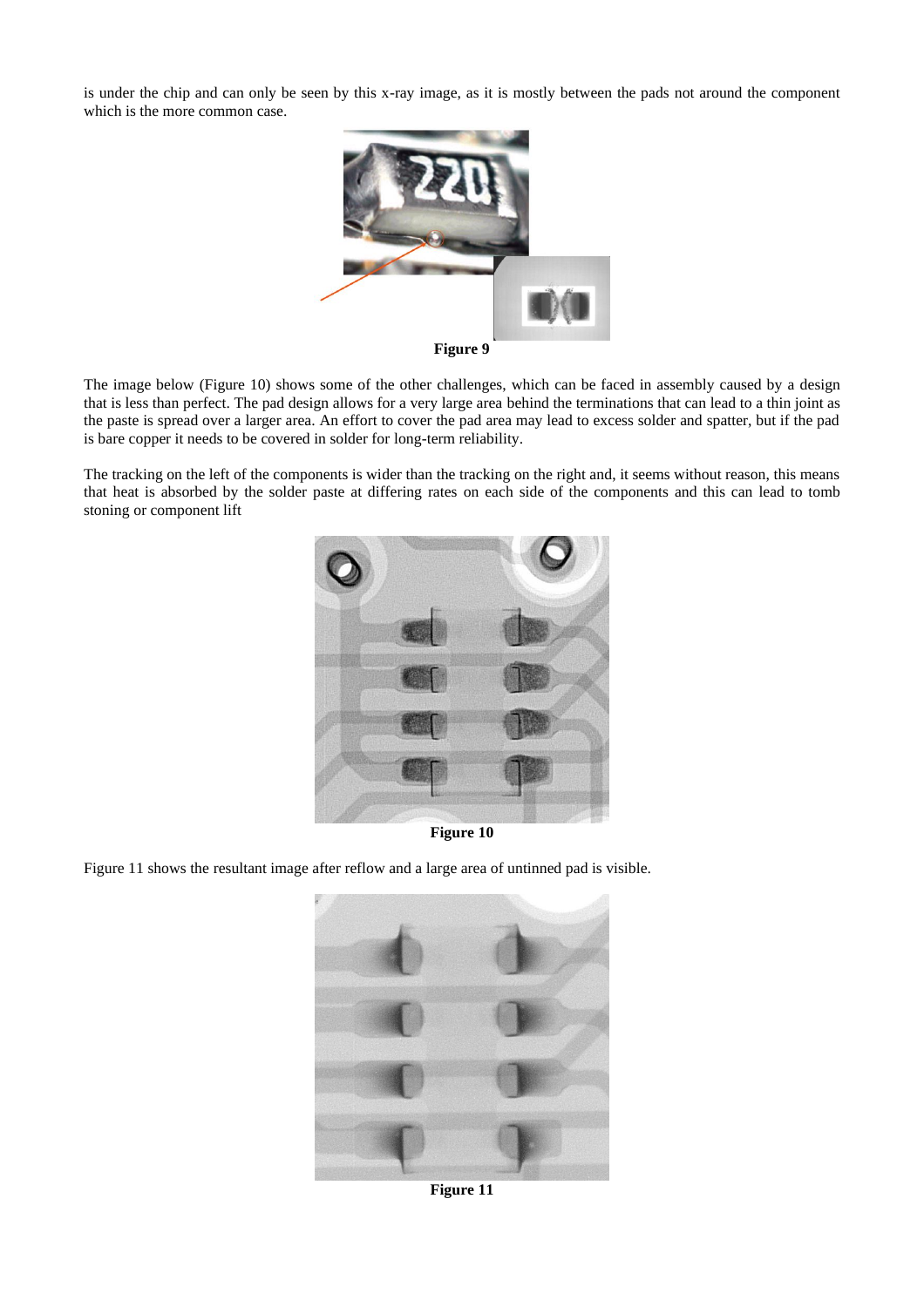is under the chip and can only be seen by this x-ray image, as it is mostly between the pads not around the component which is the more common case.

**Figure 9**

The image below (Figure 10) shows some of the other challenges, which can be faced in assembly caused by a design that is less than perfect. The pad design allows for a very large area behind the terminations that can lead to a thin joint as the paste is spread over a larger area. An effort to cover the pad area may lead to excess solder and spatter, but if the pad is bare copper it needs to be covered in solder for long-term reliability.

The tracking on the left of the components is wider than the tracking on the right and, it seems without reason, this means that heat is absorbed by the solder paste at differing rates on each side of the components and this can lead to tomb stoning or component lift

**Figure 10**

Figure 11 shows the resultant image after reflow and a large area of untinned pad is visible.

**Figure 11**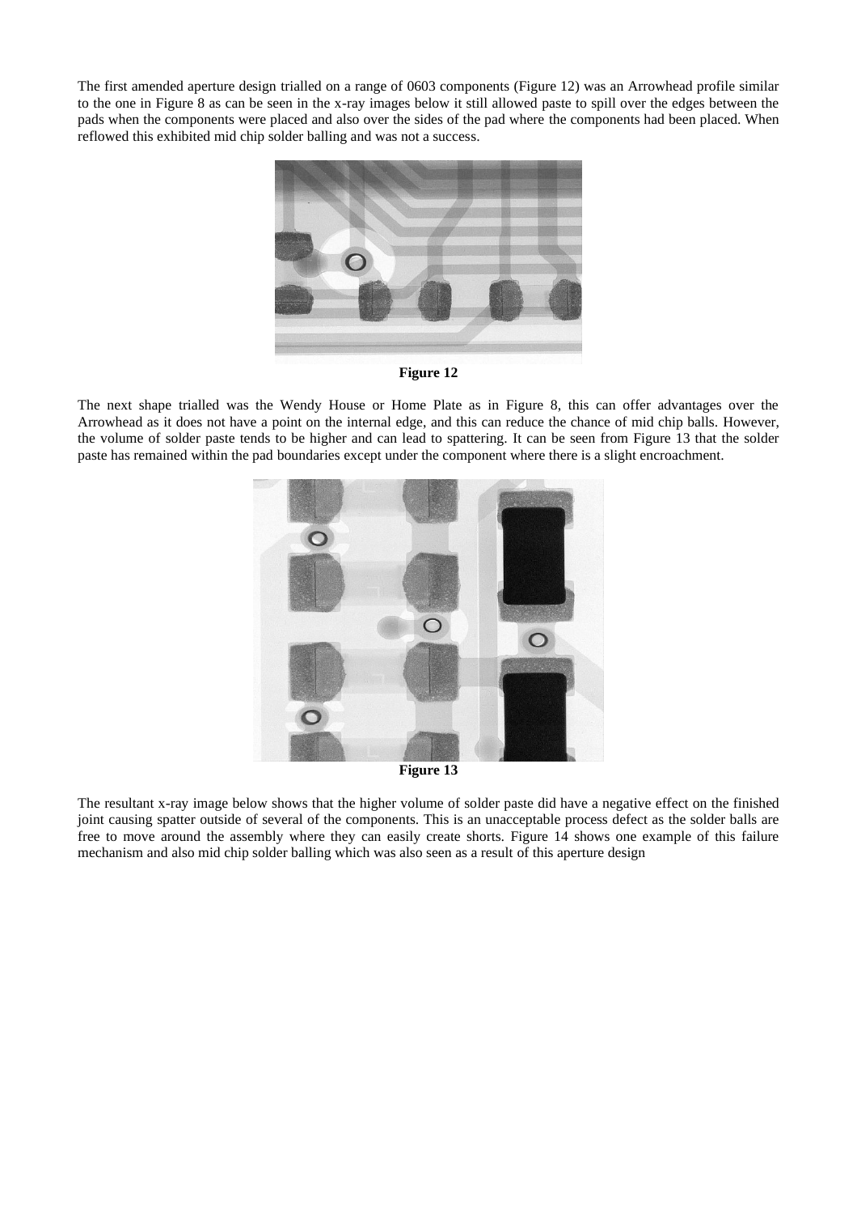The first amended aperture design trialled on a range of 0603 components (Figure 12) was an Arrowhead profile similar to the one in Figure 8 as can be seen in the x-ray images below it still allowed paste to spill over the edges between the pads when the components were placed and also over the sides of the pad where the components had been placed. When reflowed this exhibited mid chip solder balling and was not a success.

**Figure 12**

The next shape trialled was the Wendy House or Home Plate as in Figure 8, this can offer advantages over the Arrowhead as it does not have a point on the internal edge, and this can reduce the chance of mid chip balls. However, the volume of solder paste tends to be higher and can lead to spattering. It can be seen from Figure 13 that the solder paste has remained within the pad boundaries except under the component where there is a slight encroachment.

**Figure 13**

The resultant x-ray image below shows that the higher volume of solder paste did have a negative effect on the finished joint causing spatter outside of several of the components. This is an unacceptable process defect as the solder balls are free to move around the assembly where they can easily create shorts. Figure 14 shows one example of this failure mechanism and also mid chip solder balling which was also seen as a result of this aperture design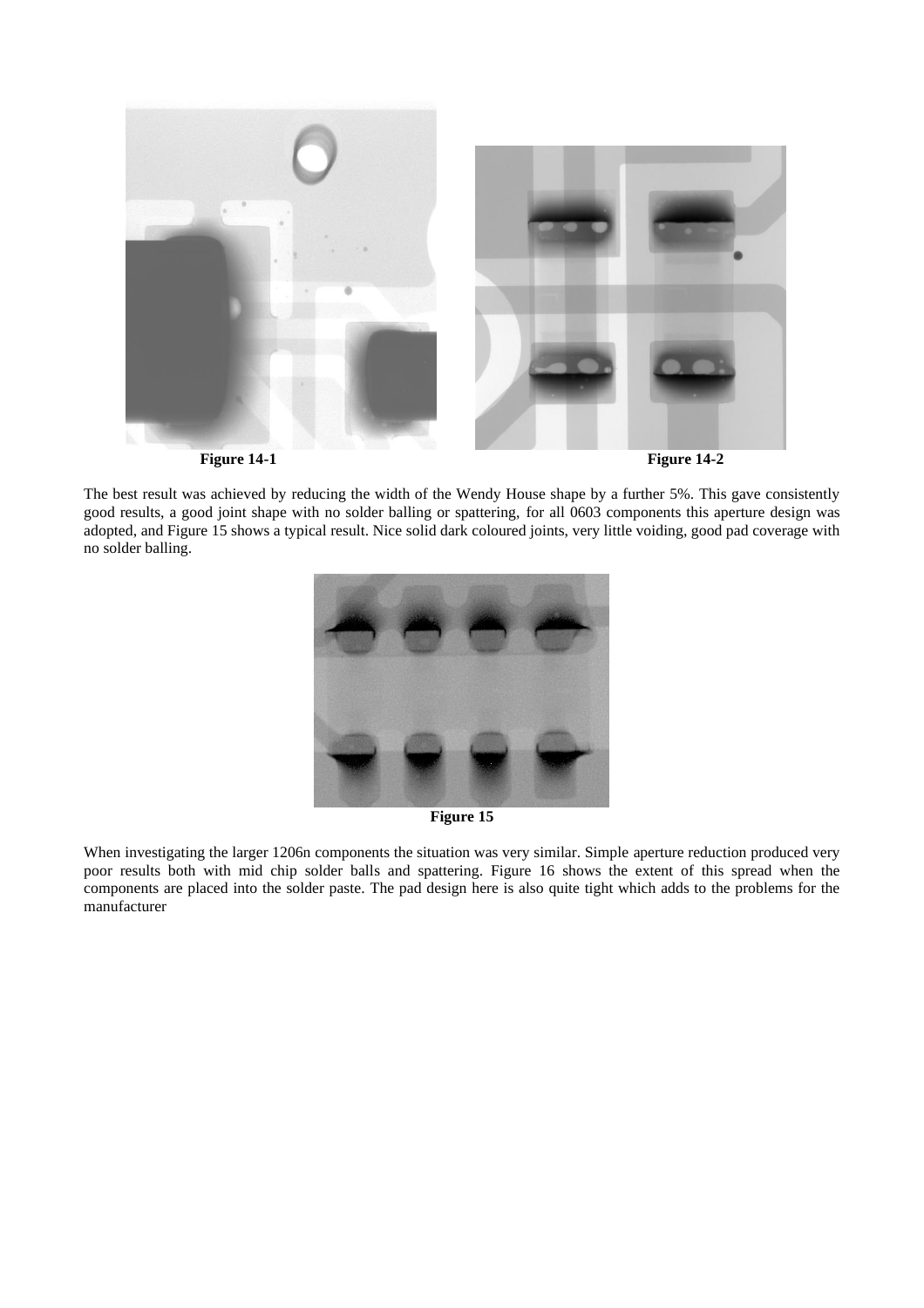Figure 14-1

Figure 14-2

The best result was achieved by reducing the width of the Wendy House shape by a further 5%. This gave consistently good results, a good joint shape with no solder balling or spattering, for all 0603 components this aperture design was adopted, and Figure 15 shows a typical result. Nice solid dark coloured joints, very little voiding, good pad coverage with no solder balling.

Figure 15

When investigating the larger 1206n components the situation was very similar. Simple aperture reduction produced very poor results both with mid chip solder balls and spattering. Figure 16 shows the extent of this spread when the components are placed into the solder paste. The pad design here is also quite tight which adds to the problems for the manufacturer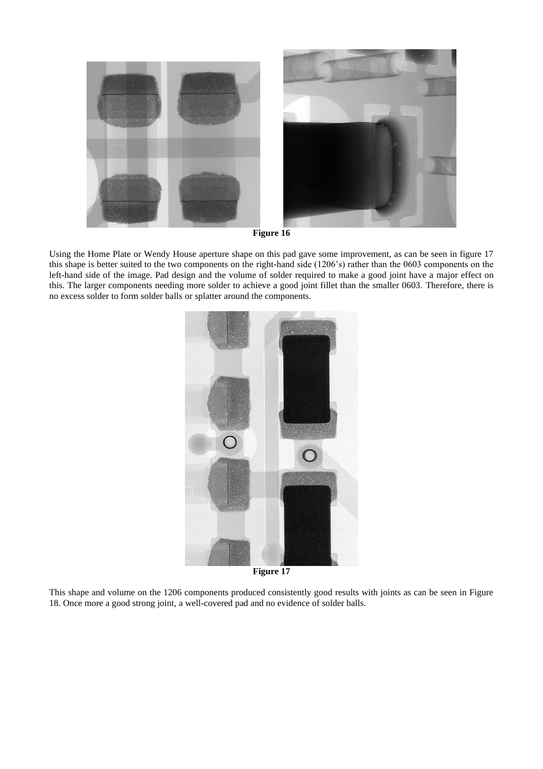Figure 16

Using the Home Plate or Wendy House aperture shape on this pad gave some improvement, as can be seen in figure 17 this shape is better suited to the two components on the right-hand side (1206's) rather than the 0603 components on the left-hand side of the image. Pad design and the volume of solder required to make a good joint have a major effect on this. The larger components needing more solder to achieve a good joint fillet than the smaller 0603. Therefore, there is no excess solder to form solder balls or splatter around the components.

Figure 17

This shape and volume on the 1206 components produced consistently good results with joints as can be seen in Figure 18. Once more a good strong joint, a well-covered pad and no evidence of solder balls.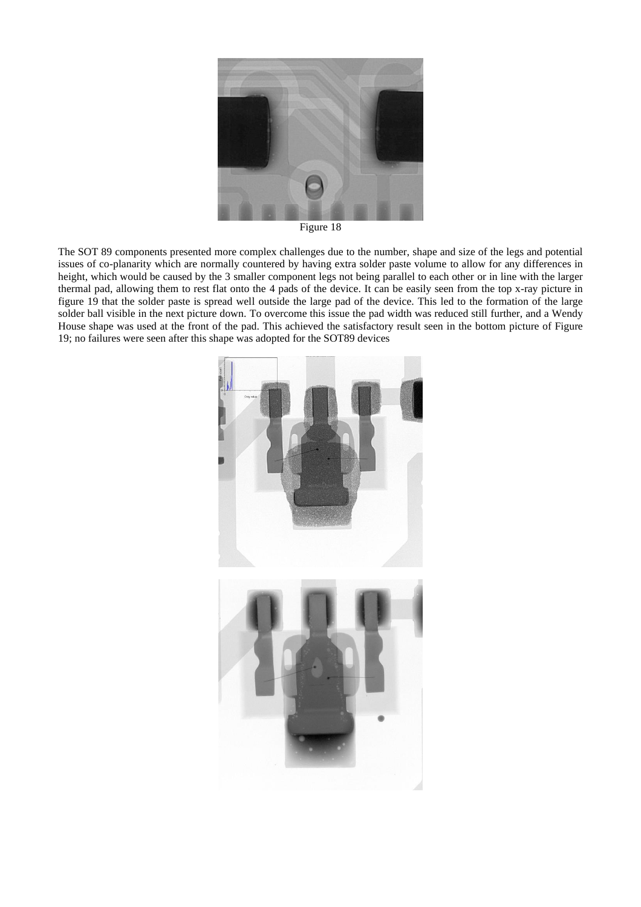Figure 18

The SOT 89 components presented more complex challenges due to the number, shape and size of the legs and potential issues of co-planarity which are normally countered by having extra solder paste volume to allow for any differences in height, which would be caused by the 3 smaller component legs not being parallel to each other or in line with the larger thermal pad, allowing them to rest flat onto the 4 pads of the device. It can be easily seen from the top x-ray picture in figure 19 that the solder paste is spread well outside the large pad of the device. This led to the formation of the large solder ball visible in the next picture down. To overcome this issue the pad width was reduced still further, and a Wendy House shape was used at the front of the pad. This achieved the satisfactory result seen in the bottom picture of Figure 19; no failures were seen after this shape was adopted for the SOT89 devices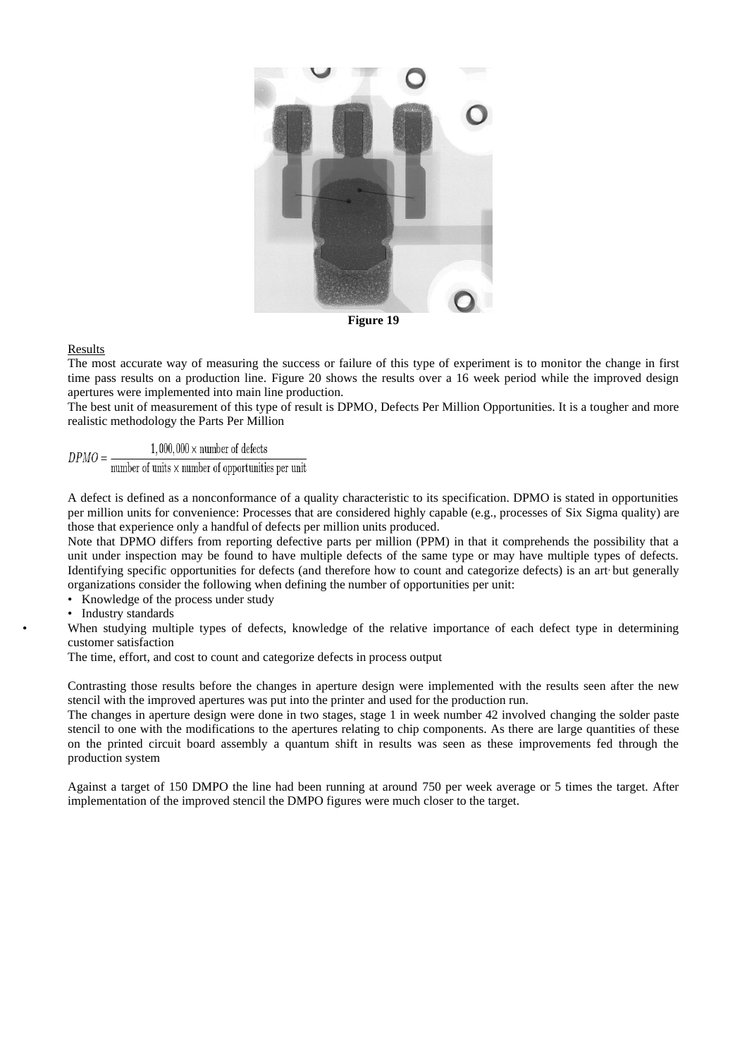Figure 19

Results

The most accurate way of measuring the success or failure of this type of experiment is to monitor the change in first time pass results on a production line. Figure 20 shows the results over a 16 week period while the improved design apertures were implemented into main line production.

The best unit of measurement of this type of result is DPMO, Defects Per Million Opportunities. It is a tougher and more realistic methodology the Parts Per Million

$$DPMO = \frac{1,000,000 \times \text{number of defects}}{\text{number of units} \times \text{number of opportunities per unit}}$$

A defect is defined as a nonconformance of a quality characteristic to its specification. DPMO is stated in opportunities per million units for convenience: Processes that are considered highly capable (e.g., processes of Six Sigma quality) are those that experience only a handful of defects per million units produced.

Note that DPMO differs from reporting defective parts per million (PPM) in that it comprehends the possibility that a unit under inspection may be found to have multiple defects of the same type or may have multiple types of defects. Identifying specific opportunities for defects (and therefore how to count and categorize defects) is an art, but generally organizations consider the following when defining the number of opportunities per unit:

- Knowledge of the process under study
- Industry standards
- When studying multiple types of defects, knowledge of the relative importance of each defect type in determining customer satisfaction

The time, effort, and cost to count and categorize defects in process output

Contrasting those results before the changes in aperture design were implemented with the results seen after the new stencil with the improved apertures was put into the printer and used for the production run.

The changes in aperture design were done in two stages, stage 1 in week number 42 involved changing the solder paste stencil to one with the modifications to the apertures relating to chip components. As there are large quantities of these on the printed circuit board assembly a quantum shift in results was seen as these improvements fed through the production system

Against a target of 150 DMPO the line had been running at around 750 per week average or 5 times the target. After implementation of the improved stencil the DMPO figures were much closer to the target.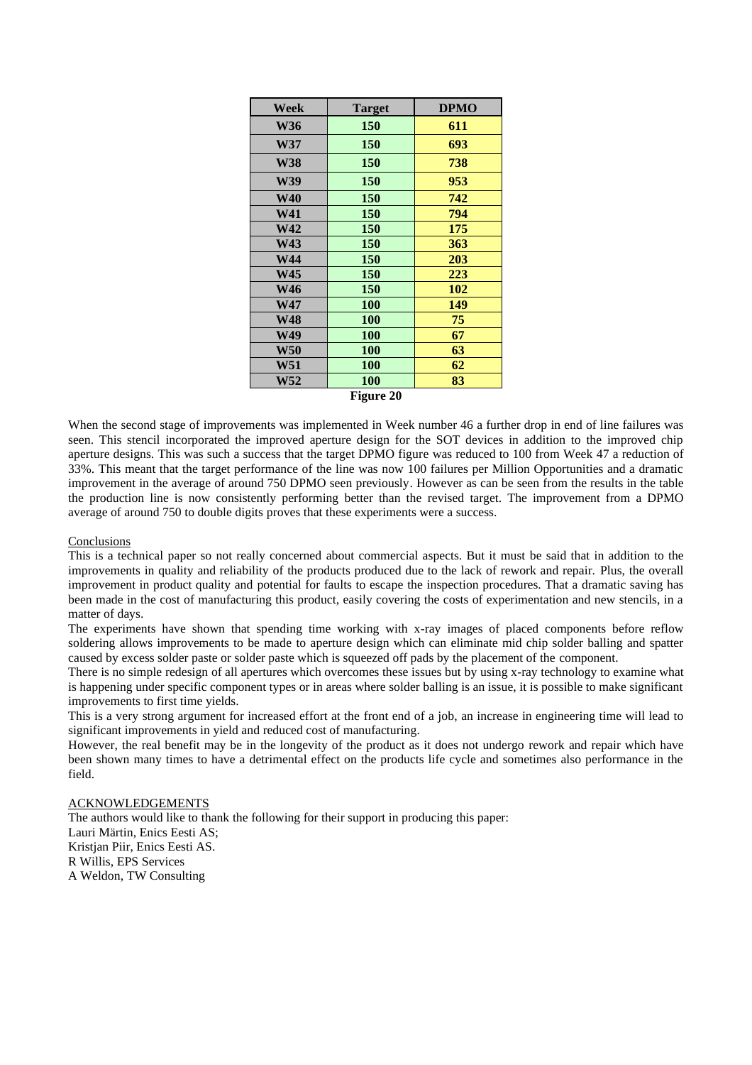| Week | Target | DPMO |
|---|---|---|
| W36 | 150 | 611 |
| W37 | 150 | 693 |
| W38 | 150 | 738 |
| W39 | 150 | 953 |
| W40 | 150 | 742 |
| W41 | 150 | 794 |
| W42 | 150 | 175 |
| W43 | 150 | 363 |
| W44 | 150 | 203 |
| W45 | 150 | 223 |
| W46 | 150 | 102 |
| W47 | 100 | 149 |
| W48 | 100 | 75 |
| W49 | 100 | 67 |
| W50 | 100 | 63 |
| W51 | 100 | 62 |
| W52 | 100 | 83 |

**Figure 20**

When the second stage of improvements was implemented in Week number 46 a further drop in end of line failures was seen. This stencil incorporated the improved aperture design for the SOT devices in addition to the improved chip aperture designs. This was such a success that the target DPMO figure was reduced to 100 from Week 47 a reduction of 33%. This meant that the target performance of the line was now 100 failures per Million Opportunities and a dramatic improvement in the average of around 750 DPMO seen previously. However as can be seen from the results in the table the production line is now consistently performing better than the revised target. The improvement from a DPMO average of around 750 to double digits proves that these experiments were a success.

Conclusions

This is a technical paper so not really concerned about commercial aspects. But it must be said that in addition to the improvements in quality and reliability of the products produced due to the lack of rework and repair. Plus, the overall improvement in product quality and potential for faults to escape the inspection procedures. That a dramatic saving has been made in the cost of manufacturing this product, easily covering the costs of experimentation and new stencils, in a matter of days.

The experiments have shown that spending time working with x-ray images of placed components before reflow soldering allows improvements to be made to aperture design which can eliminate mid chip solder balling and spatter caused by excess solder paste or solder paste which is squeezed off pads by the placement of the component.

There is no simple redesign of all apertures which overcomes these issues but by using x-ray technology to examine what is happening under specific component types or in areas where solder balling is an issue, it is possible to make significant improvements to first time yields.

This is a very strong argument for increased effort at the front end of a job, an increase in engineering time will lead to significant improvements in yield and reduced cost of manufacturing.

However, the real benefit may be in the longevity of the product as it does not undergo rework and repair which have been shown many times to have a detrimental effect on the products life cycle and sometimes also performance in the field.

ACKNOWLEDGEMENTS

The authors would like to thank the following for their support in producing this paper:
Lauri Märtin, Enics Eesti AS;
Kristjan Piir, Enics Eesti AS.
R Willis, EPS Services
A Weldon, TW Consulting